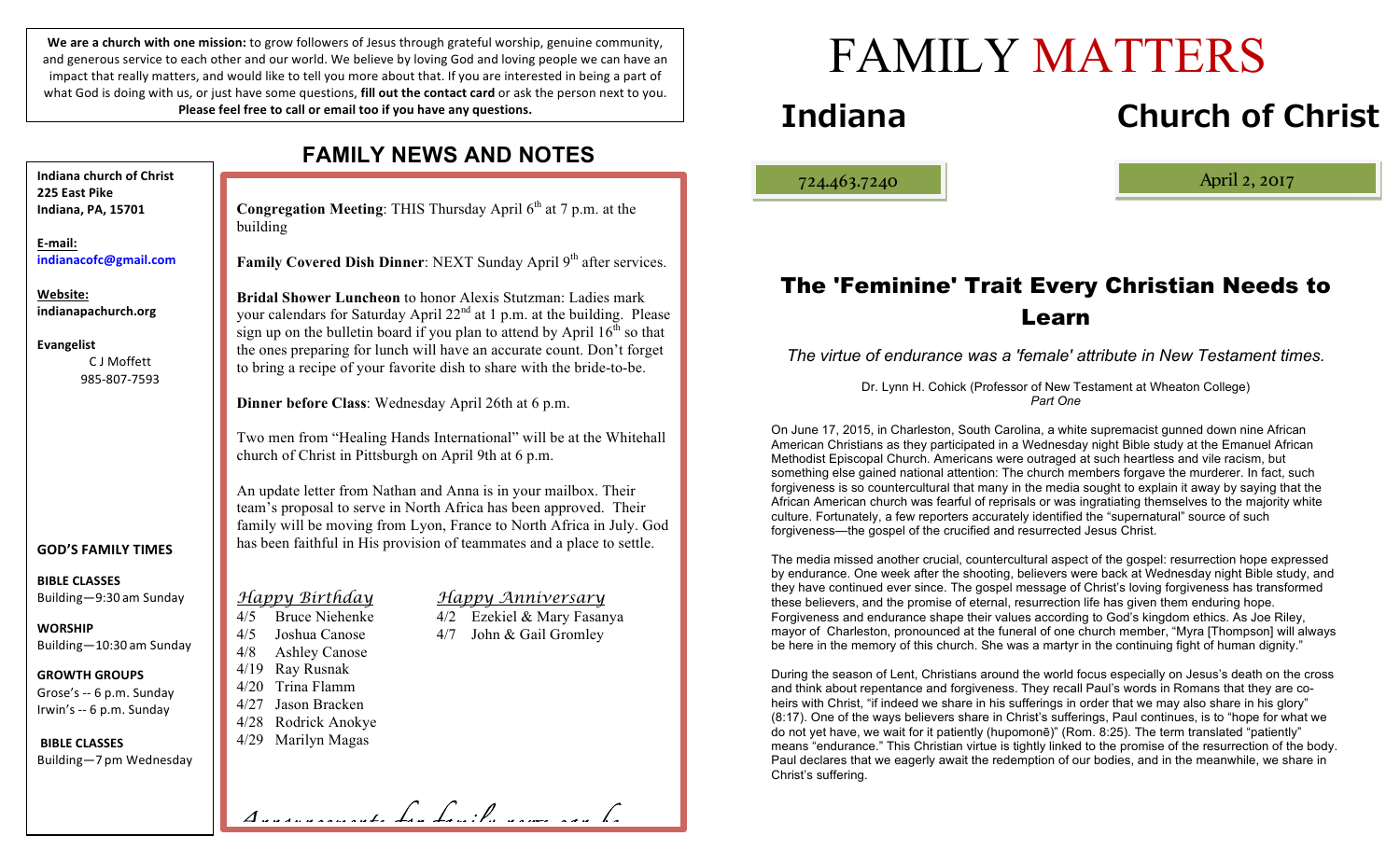**We are a church with one mission:** to grow followers of Jesus through grateful worship, genuine community, and generous service to each other and our world. We believe by loving God and loving people we can have an impact that really matters, and would like to tell you more about that. If you are interested in being a part of what God is doing with us, or just have some questions, **fill out the contact card** or ask the person next to you. **Please feel free to call or email too if you have any questions.**

**Indiana church of Christ**
**225 East Pike**
**Indiana, PA, 15701**

**E-mail:**
**indianacofc@gmail.com**

**Website:**
**indianapachurch.org**

**Evangelist**
C J Moffett
985-807-7593

**GOD'S FAMILY TIMES**

**BIBLE CLASSES**
Building—9:30 am Sunday

**WORSHIP**
Building—10:30 am Sunday

**GROWTH GROUPS**
Grose's -- 6 p.m. Sunday
Irwin's -- 6 p.m. Sunday

**BIBLE CLASSES**
Building—7 pm Wednesday

## FAMILY NEWS AND NOTES

**Congregation Meeting**: THIS Thursday April 6th at 7 p.m. at the building

**Family Covered Dish Dinner**: NEXT Sunday April 9th after services.

**Bridal Shower Luncheon** to honor Alexis Stutzman: Ladies mark your calendars for Saturday April 22nd at 1 p.m. at the building. Please sign up on the bulletin board if you plan to attend by April 16th so that the ones preparing for lunch will have an accurate count. Don't forget to bring a recipe of your favorite dish to share with the bride-to-be.

**Dinner before Class**: Wednesday April 26th at 6 p.m.

Two men from "Healing Hands International" will be at the Whitehall church of Christ in Pittsburgh on April 9th at 6 p.m.

An update letter from Nathan and Anna is in your mailbox. Their team's proposal to serve in North Africa has been approved. Their family will be moving from Lyon, France to North Africa in July. God has been faithful in His provision of teammates and a place to settle.

*Happy Birthday*

- 4/5 Bruce Niehenke
- 4/5 Joshua Canose
- 4/8 Ashley Canose
- 4/19 Ray Rusnak
- 4/20 Trina Flamm
- 4/27 Jason Bracken
- 4/28 Rodrick Anokye
- 4/29 Marilyn Magas

*Happy Anniversary*

- 4/2 Ezekiel & Mary Fasanya
- 4/7 John & Gail Gromley

*Announcements for family news can be*

# FAMILY MATTERS

# Indiana Church of Christ

724.463.7240

April 2, 2017

## The 'Feminine' Trait Every Christian Needs to Learn

*The virtue of endurance was a 'female' attribute in New Testament times.*

Dr. Lynn H. Cohick (Professor of New Testament at Wheaton College)
*Part One*

On June 17, 2015, in Charleston, South Carolina, a white supremacist gunned down nine African American Christians as they participated in a Wednesday night Bible study at the Emanuel African Methodist Episcopal Church. Americans were outraged at such heartless and vile racism, but something else gained national attention: The church members forgave the murderer. In fact, such forgiveness is so countercultural that many in the media sought to explain it away by saying that the African American church was fearful of reprisals or was ingratiating themselves to the majority white culture. Fortunately, a few reporters accurately identified the "supernatural" source of such forgiveness—the gospel of the crucified and resurrected Jesus Christ.

The media missed another crucial, countercultural aspect of the gospel: resurrection hope expressed by endurance. One week after the shooting, believers were back at Wednesday night Bible study, and they have continued ever since. The gospel message of Christ's loving forgiveness has transformed these believers, and the promise of eternal, resurrection life has given them enduring hope. Forgiveness and endurance shape their values according to God's kingdom ethics. As Joe Riley, mayor of Charleston, pronounced at the funeral of one church member, "Myra [Thompson] will always be here in the memory of this church. She was a martyr in the continuing fight of human dignity."

During the season of Lent, Christians around the world focus especially on Jesus's death on the cross and think about repentance and forgiveness. They recall Paul's words in Romans that they are co-heirs with Christ, "if indeed we share in his sufferings in order that we may also share in his glory" (8:17). One of the ways believers share in Christ's sufferings, Paul continues, is to "hope for what we do not yet have, we wait for it patiently (hupomonē)" (Rom. 8:25). The term translated "patiently" means "endurance." This Christian virtue is tightly linked to the promise of the resurrection of the body. Paul declares that we eagerly await the redemption of our bodies, and in the meanwhile, we share in Christ's suffering.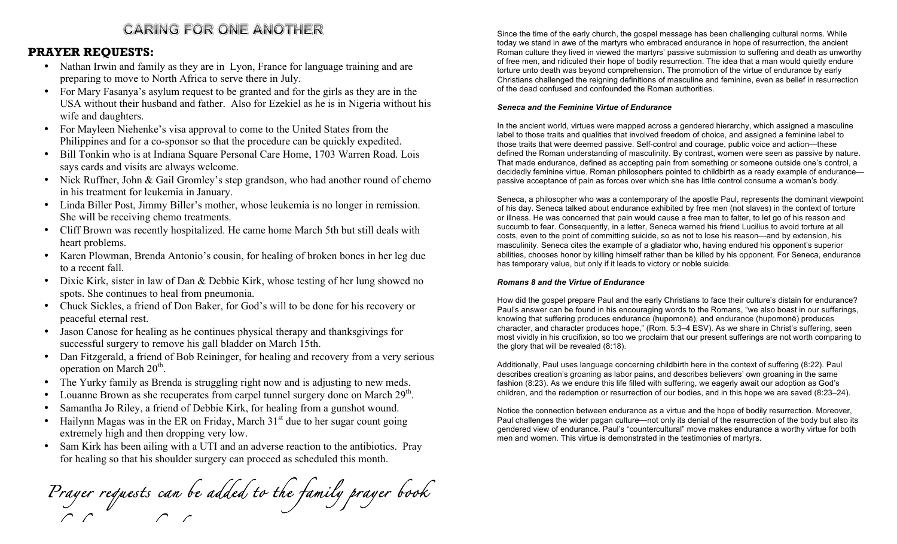# CARING FOR ONE ANOTHER

## PRAYER REQUESTS:

- Nathan Irwin and family as they are in Lyon, France for language training and are preparing to move to North Africa to serve there in July.
- For Mary Fasanya's asylum request to be granted and for the girls as they are in the USA without their husband and father. Also for Ezekiel as he is in Nigeria without his wife and daughters.
- For Mayleen Niehenke's visa approval to come to the United States from the Philippines and for a co-sponsor so that the procedure can be quickly expedited.
- Bill Tonkin who is at Indiana Square Personal Care Home, 1703 Warren Road. Lois says cards and visits are always welcome.
- Nick Ruffner, John & Gail Gromley's step grandson, who had another round of chemo in his treatment for leukemia in January.
- Linda Biller Post, Jimmy Biller's mother, whose leukemia is no longer in remission. She will be receiving chemo treatments.
- Cliff Brown was recently hospitalized. He came home March 5th but still deals with heart problems.
- Karen Plowman, Brenda Antonio's cousin, for healing of broken bones in her leg due to a recent fall.
- Dixie Kirk, sister in law of Dan & Debbie Kirk, whose testing of her lung showed no spots. She continues to heal from pneumonia.
- Chuck Sickles, a friend of Don Baker, for God's will to be done for his recovery or peaceful eternal rest.
- Jason Canose for healing as he continues physical therapy and thanksgivings for successful surgery to remove his gall bladder on March 15th.
- Dan Fitzgerald, a friend of Bob Reininger, for healing and recovery from a very serious operation on March 20th.
- The Yurky family as Brenda is struggling right now and is adjusting to new meds.
- Louanne Brown as she recuperates from carpel tunnel surgery done on March 29th.
- Samantha Jo Riley, a friend of Debbie Kirk, for healing from a gunshot wound.
- Hailynn Magas was in the ER on Friday, March 31st due to her sugar count going extremely high and then dropping very low.
- Sam Kirk has been ailing with a UTI and an adverse reaction to the antibiotics. Pray for healing so that his shoulder surgery can proceed as scheduled this month.

*Prayer requests can be added to the family prayer book*

Since the time of the early church, the gospel message has been challenging cultural norms. While today we stand in awe of the martyrs who embraced endurance in hope of resurrection, the ancient Roman culture they lived in viewed the martyrs' passive submission to suffering and death as unworthy of free men, and ridiculed their hope of bodily resurrection. The idea that a man would quietly endure torture unto death was beyond comprehension. The promotion of the virtue of endurance by early Christians challenged the reigning definitions of masculine and feminine, even as belief in resurrection of the dead confused and confounded the Roman authorities.

***Seneca and the Feminine Virtue of Endurance***

In the ancient world, virtues were mapped across a gendered hierarchy, which assigned a masculine label to those traits and qualities that involved freedom of choice, and assigned a feminine label to those traits that were deemed passive. Self-control and courage, public voice and action—these defined the Roman understanding of masculinity. By contrast, women were seen as passive by nature. That made endurance, defined as accepting pain from something or someone outside one's control, a decidedly feminine virtue. Roman philosophers pointed to childbirth as a ready example of endurance—passive acceptance of pain as forces over which she has little control consume a woman's body.

Seneca, a philosopher who was a contemporary of the apostle Paul, represents the dominant viewpoint of his day. Seneca talked about endurance exhibited by free men (not slaves) in the context of torture or illness. He was concerned that pain would cause a free man to falter, to let go of his reason and succumb to fear. Consequently, in a letter, Seneca warned his friend Lucilius to avoid torture at all costs, even to the point of committing suicide, so as not to lose his reason—and by extension, his masculinity. Seneca cites the example of a gladiator who, having endured his opponent's superior abilities, chooses honor by killing himself rather than be killed by his opponent. For Seneca, endurance has temporary value, but only if it leads to victory or noble suicide.

***Romans 8 and the Virtue of Endurance***

How did the gospel prepare Paul and the early Christians to face their culture's distain for endurance? Paul's answer can be found in his encouraging words to the Romans, "we also boast in our sufferings, knowing that suffering produces endurance (hupomonē), and endurance (hupomonē) produces character, and character produces hope," (Rom. 5:3–4 ESV). As we share in Christ's suffering, seen most vividly in his crucifixion, so too we proclaim that our present sufferings are not worth comparing to the glory that will be revealed (8:18).

Additionally, Paul uses language concerning childbirth here in the context of suffering (8:22). Paul describes creation's groaning as labor pains, and describes believers' own groaning in the same fashion (8:23). As we endure this life filled with suffering, we eagerly await our adoption as God's children, and the redemption or resurrection of our bodies, and in this hope we are saved (8:23–24).

Notice the connection between endurance as a virtue and the hope of bodily resurrection. Moreover, Paul challenges the wider pagan culture—not only its denial of the resurrection of the body but also its gendered view of endurance. Paul's "countercultural" move makes endurance a worthy virtue for both men and women. This virtue is demonstrated in the testimonies of martyrs.